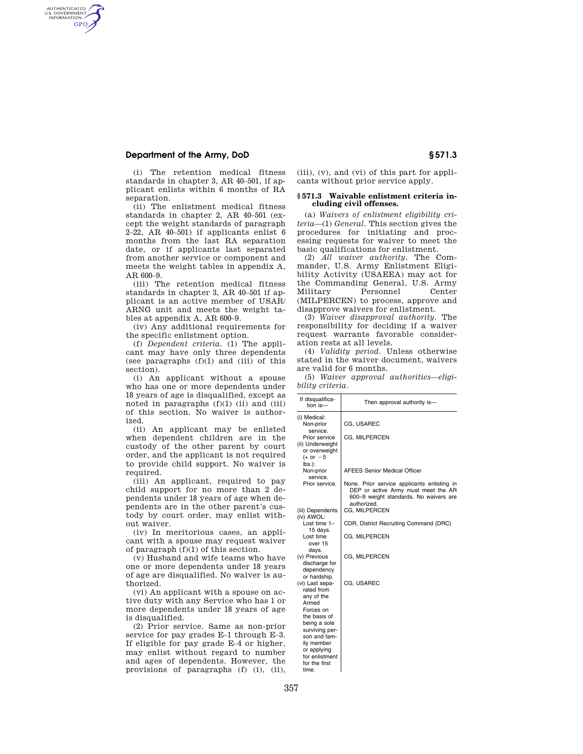(i) The retention medical fitness standards in chapter 3, AR 40–501, if applicant enlists within 6 months of RA separation.

(ii) The enlistment medical fitness standards in chapter 2, AR 40–501 (except the weight standards of paragraph 2–22, AR 40–501) if applicants enlist 6 months from the last RA separation date, or if applicants last separated from another service or component and meets the weight tables in appendix A, AR 600–9.

(iii) The retention medical fitness standards in chapter 3, AR 40–501 if applicant is an active member of USAR/ARNG unit and meets the weight tables at appendix A, AR 600–9.

(iv) Any additional requirements for the specific enlistment option.

(f) *Dependent criteria.* (1) The applicant may have only three dependents (see paragraphs (f)(1) and (iii) of this section).

(i) An applicant without a spouse who has one or more dependents under 18 years of age is disqualified, except as noted in paragraphs (f)(1) (ii) and (iii) of this section. No waiver is authorized.

(ii) An applicant may be enlisted when dependent children are in the custody of the other parent by court order, and the applicant is not required to provide child support. No waiver is required.

(iii) An applicant, required to pay child support for no more than 2 dependents under 18 years of age when dependents are in the other parent's custody by court order, may enlist without waiver.

(iv) In meritorious cases, an applicant with a spouse may request waiver of paragraph (f)(1) of this section.

(v) Husband and wife teams who have one or more dependents under 18 years of age are disqualified. No waiver is authorized.

(vi) An applicant with a spouse on active duty with any Service who has 1 or more dependents under 18 years of age is disqualified.

(2) Prior service. Same as non-prior service for pay grades E–1 through E–3. If eligible for pay grade E–4 or higher, may enlist without regard to number and ages of dependents. However, the provisions of paragraphs (f) (i), (ii), (iii), (v), and (vi) of this part for applicants without prior service apply.

### § 571.3 Waivable enlistment criteria including civil offenses.

(a) *Waivers of enlistment eligibility criteria*—(1) *General.* This section gives the procedures for initiating and processing requests for waiver to meet the basic qualifications for enlistment.

(2) *All waiver authority.* The Commander, U.S. Army Enlistment Eligibility Activity (USAEEA) may act for the Commanding General, U.S. Army Military Personnel Center (MILPERCEN) to process, approve and disapprove waivers for enlistment.

(3) *Waiver disapproval authority.* The responsibility for deciding if a waiver request warrants favorable consideration rests at all levels.

(4) *Validity period.* Unless otherwise stated in the waiver document, waivers are valid for 6 months.

(5) *Waiver approval authorities—eligibility criteria.*

| If disqualification is— | Then approval authority is— |
|---|---|
| (i) Medical: | |
| Non-prior service. | CG, USAREC |
| Prior service | CG, MILPERCEN |
| (ii) Underweight or overweight (+ or −5 lbs.): | |
| Non-prior service. | AFEES Senior Medical Officer |
| Prior service. | None. Prior service applicants enlisting in DEP or active Army must meet the AR 600–9 weight standards. No waivers are authorized. |
| (iii) Dependents | CG, MILPERCEN |
| (iv) AWOL: | |
| Lost time 1–15 days. | CDR, District Recruiting Command (DRC) |
| Lost time over 15 days. | CG, MILPERCEN |
| (v) Previous discharge for dependency or hardship. | CG, MILPERCEN |
| (vi) Last separated from any of the Armed Forces on the basis of being a sole surviving person and family member or applying for enlistment for the first time. | CG, USAREC |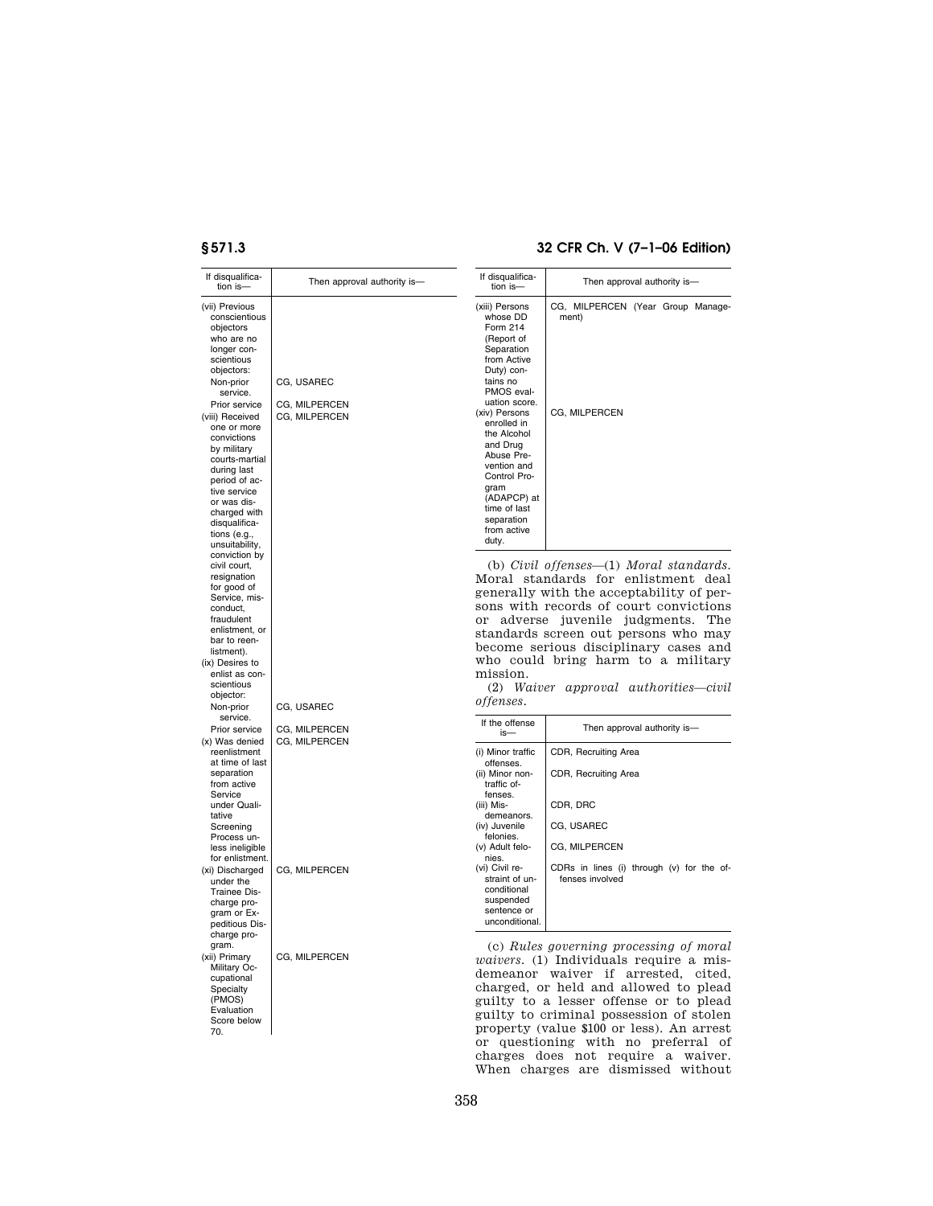| If disqualification is— | Then approval authority is— |
| --- | --- |
| (vii) Previous conscientious objectors who are no longer conscientious objectors: | |
| Non-prior service. | CG, USAREC |
| Prior service | CG, MILPERCEN |
| (viii) Received one or more convictions by military courts-martial during last period of active service or was discharged with disqualifications (e.g., unsuitability, conviction by civil court, resignation for good of Service, misconduct, fraudulent enlistment, or bar to reenlistment). | CG, MILPERCEN |
| (ix) Desires to enlist as conscientious objector: | |
| Non-prior service. | CG, USAREC |
| Prior service | CG, MILPERCEN |
| (x) Was denied reenlistment at time of last separation from active Service under Qualitative Screening Process unless ineligible for enlistment. | CG, MILPERCEN |
| (xi) Discharged under the Trainee Discharge program or Expeditious Discharge program. | CG, MILPERCEN |
| (xii) Primary Military Occupational Specialty (PMOS) Evaluation Score below 70. | CG, MILPERCEN |
| (xiii) Persons whose DD Form 214 (Report of Separation from Active Duty) contains no PMOS evaluation score. | CG, MILPERCEN (Year Group Management) |
| (xiv) Persons enrolled in the Alcohol and Drug Abuse Prevention and Control Program (ADAPCP) at time of last separation from active duty. | CG, MILPERCEN |

(b) *Civil offenses*—(1) *Moral standards.* Moral standards for enlistment deal generally with the acceptability of persons with records of court convictions or adverse juvenile judgments. The standards screen out persons who may become serious disciplinary cases and who could bring harm to a military mission.

(2) *Waiver approval authorities—civil offenses.*

| If the offense is— | Then approval authority is— |
| --- | --- |
| (i) Minor traffic offenses. | CDR, Recruiting Area |
| (ii) Minor non-traffic offenses. | CDR, Recruiting Area |
| (iii) Misdemeanors. | CDR, DRC |
| (iv) Juvenile felonies. | CG, USAREC |
| (v) Adult felonies. | CG, MILPERCEN |
| (vi) Civil restraint of unconditional suspended sentence or unconditional. | CDRs in lines (i) through (v) for the offenses involved |

(c) *Rules governing processing of moral waivers.* (1) Individuals require a misdemeanor waiver if arrested, cited, charged, or held and allowed to plead guilty to a lesser offense or to plead guilty to criminal possession of stolen property (value $100 or less). An arrest or questioning with no preferral of charges does not require a waiver. When charges are dismissed without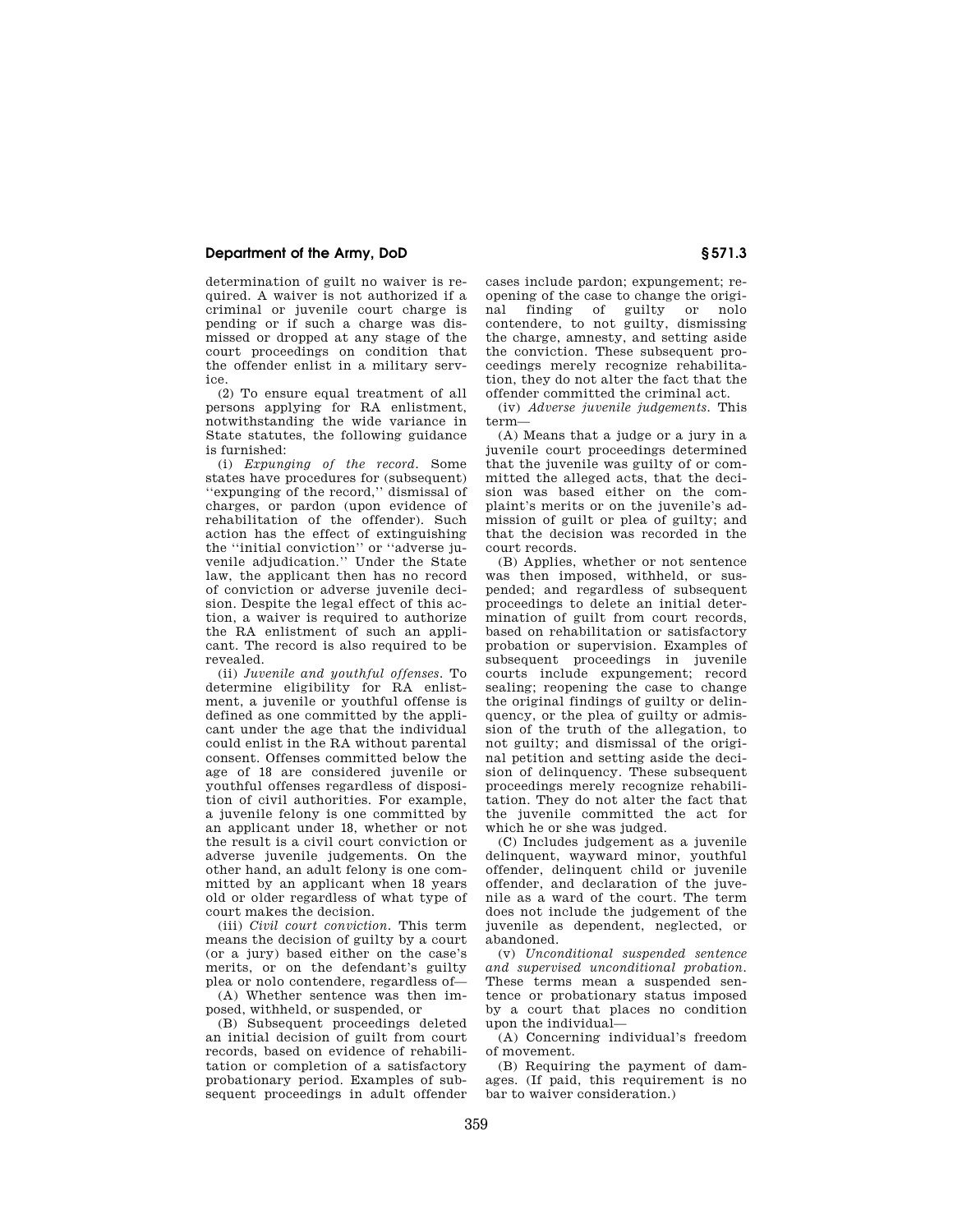determination of guilt no waiver is required. A waiver is not authorized if a criminal or juvenile court charge is pending or if such a charge was dismissed or dropped at any stage of the court proceedings on condition that the offender enlist in a military service.

(2) To ensure equal treatment of all persons applying for RA enlistment, notwithstanding the wide variance in State statutes, the following guidance is furnished:

(i) *Expunging of the record.* Some states have procedures for (subsequent) ''expunging of the record,'' dismissal of charges, or pardon (upon evidence of rehabilitation of the offender). Such action has the effect of extinguishing the ''initial conviction'' or ''adverse juvenile adjudication.'' Under the State law, the applicant then has no record of conviction or adverse juvenile decision. Despite the legal effect of this action, a waiver is required to authorize the RA enlistment of such an applicant. The record is also required to be revealed.

(ii) *Juvenile and youthful offenses.* To determine eligibility for RA enlistment, a juvenile or youthful offense is defined as one committed by the applicant under the age that the individual could enlist in the RA without parental consent. Offenses committed below the age of 18 are considered juvenile or youthful offenses regardless of disposition of civil authorities. For example, a juvenile felony is one committed by an applicant under 18, whether or not the result is a civil court conviction or adverse juvenile judgements. On the other hand, an adult felony is one committed by an applicant when 18 years old or older regardless of what type of court makes the decision.

(iii) *Civil court conviction.* This term means the decision of guilty by a court (or a jury) based either on the case's merits, or on the defendant's guilty plea or nolo contendere, regardless of—

(A) Whether sentence was then imposed, withheld, or suspended, or

(B) Subsequent proceedings deleted an initial decision of guilt from court records, based on evidence of rehabilitation or completion of a satisfactory probationary period. Examples of subsequent proceedings in adult offender cases include pardon; expungement; reopening of the case to change the original finding of guilty or nolo contendere, to not guilty, dismissing the charge, amnesty, and setting aside the conviction. These subsequent proceedings merely recognize rehabilitation, they do not alter the fact that the offender committed the criminal act.

(iv) *Adverse juvenile judgements.* This term—

(A) Means that a judge or a jury in a juvenile court proceedings determined that the juvenile was guilty of or committed the alleged acts, that the decision was based either on the complaint's merits or on the juvenile's admission of guilt or plea of guilty; and that the decision was recorded in the court records.

(B) Applies, whether or not sentence was then imposed, withheld, or suspended; and regardless of subsequent proceedings to delete an initial determination of guilt from court records, based on rehabilitation or satisfactory probation or supervision. Examples of subsequent proceedings in juvenile courts include expungement; record sealing; reopening the case to change the original findings of guilty or delinquency, or the plea of guilty or admission of the truth of the allegation, to not guilty; and dismissal of the original petition and setting aside the decision of delinquency. These subsequent proceedings merely recognize rehabilitation. They do not alter the fact that the juvenile committed the act for which he or she was judged.

(C) Includes judgement as a juvenile delinquent, wayward minor, youthful offender, delinquent child or juvenile offender, and declaration of the juvenile as a ward of the court. The term does not include the judgement of the juvenile as dependent, neglected, or abandoned.

(v) *Unconditional suspended sentence and supervised unconditional probation.* These terms mean a suspended sentence or probationary status imposed by a court that places no condition upon the individual—

(A) Concerning individual's freedom of movement.

(B) Requiring the payment of damages. (If paid, this requirement is no bar to waiver consideration.)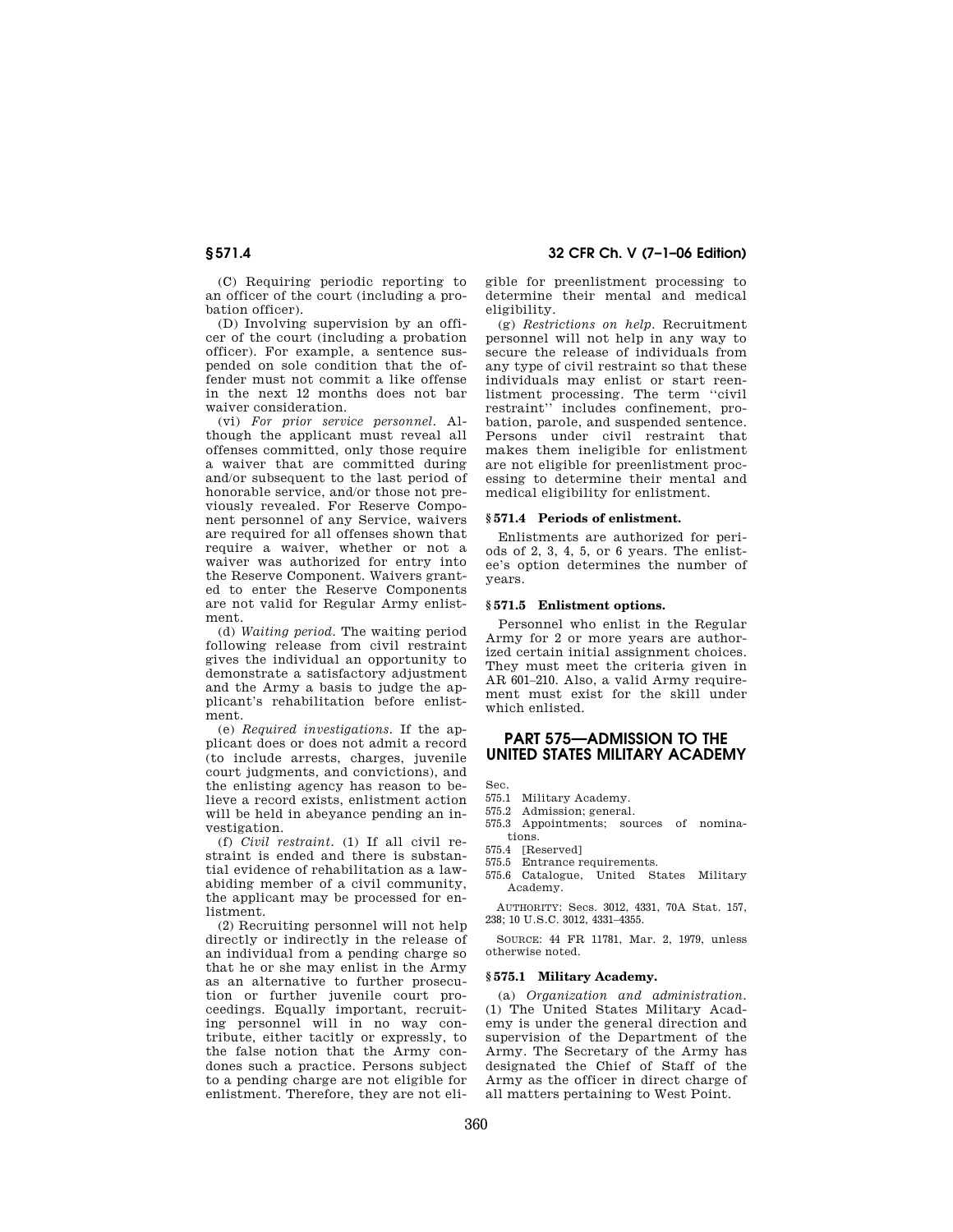(C) Requiring periodic reporting to an officer of the court (including a probation officer).

(D) Involving supervision by an officer of the court (including a probation officer). For example, a sentence suspended on sole condition that the offender must not commit a like offense in the next 12 months does not bar waiver consideration.

(vi) *For prior service personnel.* Although the applicant must reveal all offenses committed, only those require a waiver that are committed during and/or subsequent to the last period of honorable service, and/or those not previously revealed. For Reserve Component personnel of any Service, waivers are required for all offenses shown that require a waiver, whether or not a waiver was authorized for entry into the Reserve Component. Waivers granted to enter the Reserve Components are not valid for Regular Army enlistment.

(d) *Waiting period.* The waiting period following release from civil restraint gives the individual an opportunity to demonstrate a satisfactory adjustment and the Army a basis to judge the applicant's rehabilitation before enlistment.

(e) *Required investigations.* If the applicant does or does not admit a record (to include arrests, charges, juvenile court judgments, and convictions), and the enlisting agency has reason to believe a record exists, enlistment action will be held in abeyance pending an investigation.

(f) *Civil restraint.* (1) If all civil restraint is ended and there is substantial evidence of rehabilitation as a law-abiding member of a civil community, the applicant may be processed for enlistment.

(2) Recruiting personnel will not help directly or indirectly in the release of an individual from a pending charge so that he or she may enlist in the Army as an alternative to further prosecution or further juvenile court proceedings. Equally important, recruiting personnel will in no way contribute, either tacitly or expressly, to the false notion that the Army condones such a practice. Persons subject to a pending charge are not eligible for enlistment. Therefore, they are not eligible for preenlistment processing to determine their mental and medical eligibility.

(g) *Restrictions on help.* Recruitment personnel will not help in any way to secure the release of individuals from any type of civil restraint so that these individuals may enlist or start reenlistment processing. The term ''civil restraint'' includes confinement, probation, parole, and suspended sentence. Persons under civil restraint that makes them ineligible for enlistment are not eligible for preenlistment processing to determine their mental and medical eligibility for enlistment.

### § 571.4 Periods of enlistment.

Enlistments are authorized for periods of 2, 3, 4, 5, or 6 years. The enlistee's option determines the number of years.

### § 571.5 Enlistment options.

Personnel who enlist in the Regular Army for 2 or more years are authorized certain initial assignment choices. They must meet the criteria given in AR 601–210. Also, a valid Army requirement must exist for the skill under which enlisted.

## PART 575—ADMISSION TO THE UNITED STATES MILITARY ACADEMY

Sec.
575.1 Military Academy.
575.2 Admission; general.
575.3 Appointments; sources of nominations.
575.4 [Reserved]
575.5 Entrance requirements.
575.6 Catalogue, United States Military Academy.

AUTHORITY: Secs. 3012, 4331, 70A Stat. 157, 238; 10 U.S.C. 3012, 4331–4355.

SOURCE: 44 FR 11781, Mar. 2, 1979, unless otherwise noted.

### § 575.1 Military Academy.

(a) *Organization and administration.* (1) The United States Military Academy is under the general direction and supervision of the Department of the Army. The Secretary of the Army has designated the Chief of Staff of the Army as the officer in direct charge of all matters pertaining to West Point.